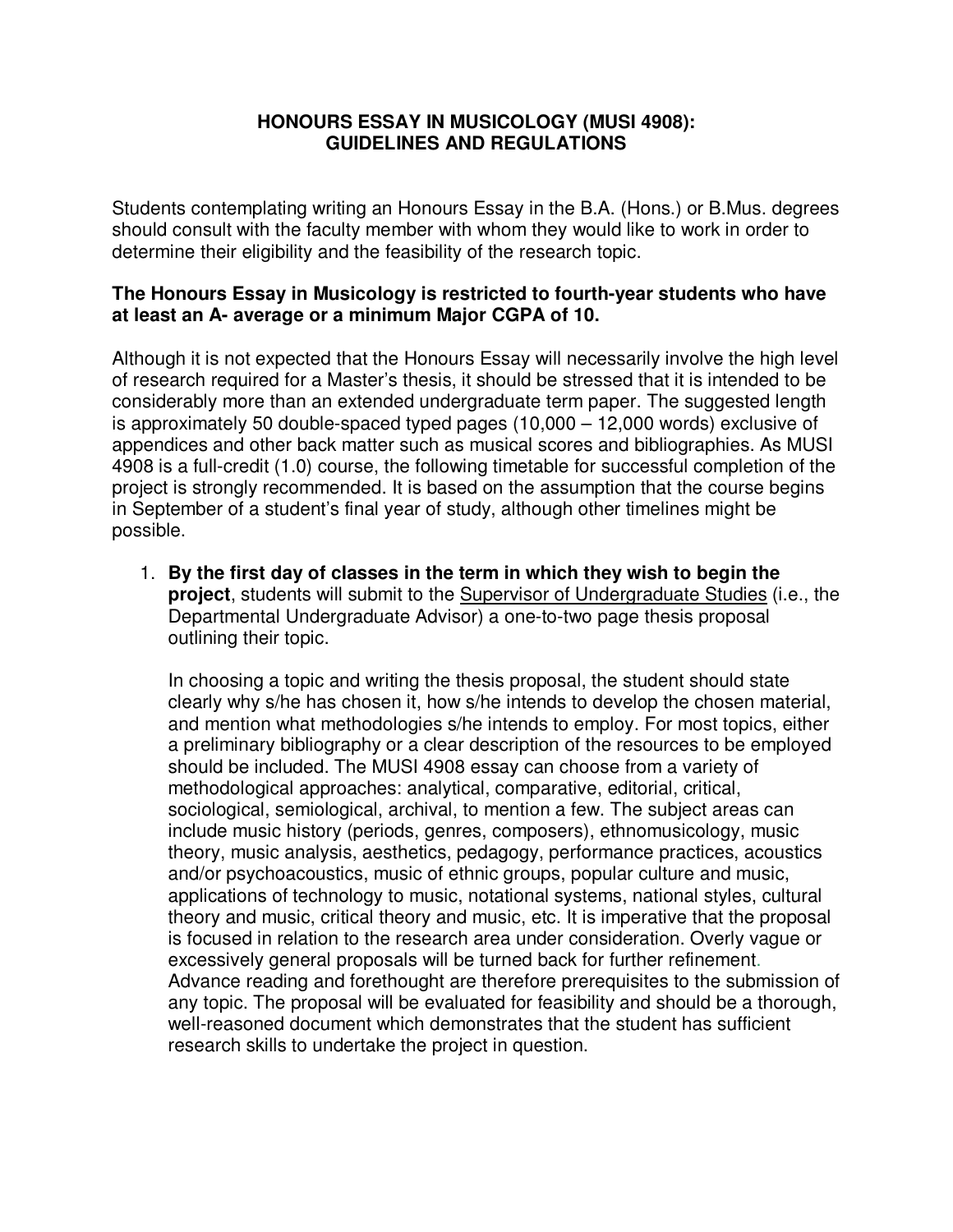# HONOURS ESSAY IN MUSICOLOGY (MUSI 4908): GUIDELINES AND REGULATIONS

Students contemplating writing an Honours Essay in the B.A. (Hons.) or B.Mus. degrees should consult with the faculty member with whom they would like to work in order to determine their eligibility and the feasibility of the research topic.

**The Honours Essay in Musicology is restricted to fourth-year students who have at least an A- average or a minimum Major CGPA of 10.**

Although it is not expected that the Honours Essay will necessarily involve the high level of research required for a Master's thesis, it should be stressed that it is intended to be considerably more than an extended undergraduate term paper. The suggested length is approximately 50 double-spaced typed pages (10,000 – 12,000 words) exclusive of appendices and other back matter such as musical scores and bibliographies. As MUSI 4908 is a full-credit (1.0) course, the following timetable for successful completion of the project is strongly recommended. It is based on the assumption that the course begins in September of a student's final year of study, although other timelines might be possible.

1. **By the first day of classes in the term in which they wish to begin the project**, students will submit to the Supervisor of Undergraduate Studies (i.e., the Departmental Undergraduate Advisor) a one-to-two page thesis proposal outlining their topic.

   In choosing a topic and writing the thesis proposal, the student should state clearly why s/he has chosen it, how s/he intends to develop the chosen material, and mention what methodologies s/he intends to employ. For most topics, either a preliminary bibliography or a clear description of the resources to be employed should be included. The MUSI 4908 essay can choose from a variety of methodological approaches: analytical, comparative, editorial, critical, sociological, semiological, archival, to mention a few. The subject areas can include music history (periods, genres, composers), ethnomusicology, music theory, music analysis, aesthetics, pedagogy, performance practices, acoustics and/or psychoacoustics, music of ethnic groups, popular culture and music, applications of technology to music, notational systems, national styles, cultural theory and music, critical theory and music, etc. It is imperative that the proposal is focused in relation to the research area under consideration. Overly vague or excessively general proposals will be turned back for further refinement. Advance reading and forethought are therefore prerequisites to the submission of any topic. The proposal will be evaluated for feasibility and should be a thorough, well-reasoned document which demonstrates that the student has sufficient research skills to undertake the project in question.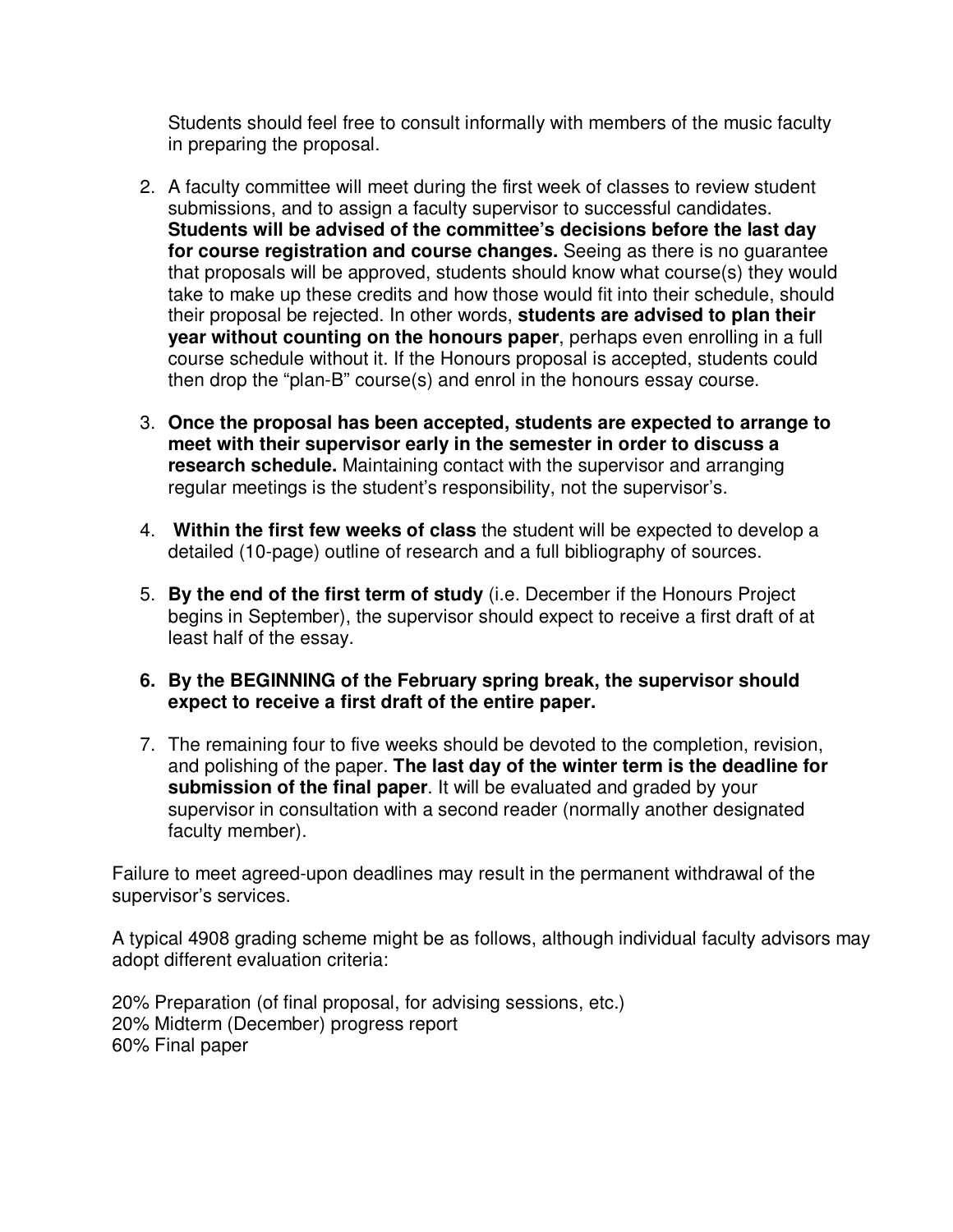Students should feel free to consult informally with members of the music faculty in preparing the proposal.

2. A faculty committee will meet during the first week of classes to review student submissions, and to assign a faculty supervisor to successful candidates. **Students will be advised of the committee's decisions before the last day for course registration and course changes.** Seeing as there is no guarantee that proposals will be approved, students should know what course(s) they would take to make up these credits and how those would fit into their schedule, should their proposal be rejected. In other words, **students are advised to plan their year without counting on the honours paper**, perhaps even enrolling in a full course schedule without it. If the Honours proposal is accepted, students could then drop the "plan-B" course(s) and enrol in the honours essay course.

3. **Once the proposal has been accepted, students are expected to arrange to meet with their supervisor early in the semester in order to discuss a research schedule.** Maintaining contact with the supervisor and arranging regular meetings is the student's responsibility, not the supervisor's.

4. **Within the first few weeks of class** the student will be expected to develop a detailed (10-page) outline of research and a full bibliography of sources.

5. **By the end of the first term of study** (i.e. December if the Honours Project begins in September), the supervisor should expect to receive a first draft of at least half of the essay.

6. **By the BEGINNING of the February spring break, the supervisor should expect to receive a first draft of the entire paper.**

7. The remaining four to five weeks should be devoted to the completion, revision, and polishing of the paper. **The last day of the winter term is the deadline for submission of the final paper**. It will be evaluated and graded by your supervisor in consultation with a second reader (normally another designated faculty member).

Failure to meet agreed-upon deadlines may result in the permanent withdrawal of the supervisor's services.

A typical 4908 grading scheme might be as follows, although individual faculty advisors may adopt different evaluation criteria:

20% Preparation (of final proposal, for advising sessions, etc.)
20% Midterm (December) progress report
60% Final paper